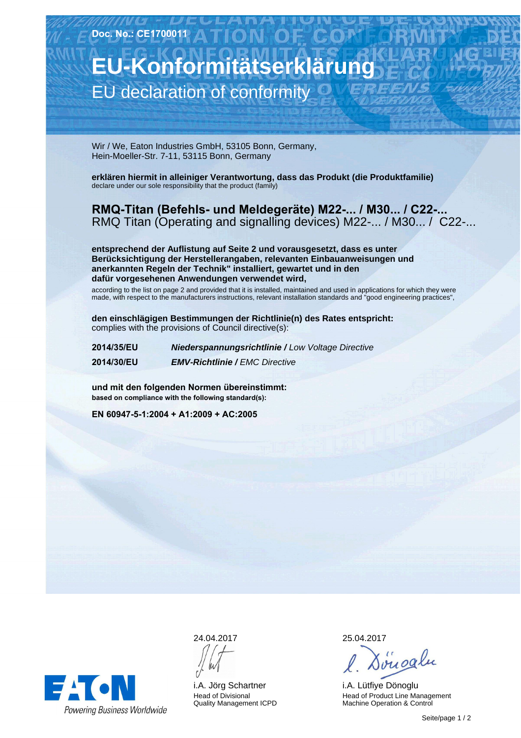Doc. No.: CE1700011

# EU-Konformitätserklärung

## EU declaration of conformity

Wir / We, Eaton Industries GmbH, 53105 Bonn, Germany,
Hein-Moeller-Str. 7-11, 53115 Bonn, Germany

**erklären hiermit in alleiniger Verantwortung, dass das Produkt (die Produktfamilie)**
declare under our sole responsibility that the product (family)

**RMQ-Titan (Befehls- und Meldegeräte) M22-... / M30... / C22-...**
RMQ Titan (Operating and signalling devices) M22-... / M30... / C22-...

**entsprechend der Auflistung auf Seite 2 und vorausgesetzt, dass es unter Berücksichtigung der Herstellerangaben, relevanten Einbauanweisungen und anerkannten Regeln der Technik" installiert, gewartet und in den dafür vorgesehenen Anwendungen verwendet wird,**
according to the list on page 2 and provided that it is installed, maintained and used in applications for which they were made, with respect to the manufacturers instructions, relevant installation standards and "good engineering practices",

**den einschlägigen Bestimmungen der Richtlinie(n) des Rates entspricht:**
complies with the provisions of Council directive(s):

| | |
|---|---|
| **2014/35/EU** | ***Niederspannungsrichtlinie /*** *Low Voltage Directive* |
| **2014/30/EU** | ***EMV-Richtlinie /*** *EMC Directive* |

**und mit den folgenden Normen übereinstimmt:**
**based on compliance with the following standard(s):**

**EN 60947-5-1:2004 + A1:2009 + AC:2005**

EATON
Powering Business Worldwide

24.04.2017

i.A. Jörg Schartner
Head of Divisional
Quality Management ICPD

25.04.2017

i.A. Lütfiye Dönoglu
Head of Product Line Management
Machine Operation & Control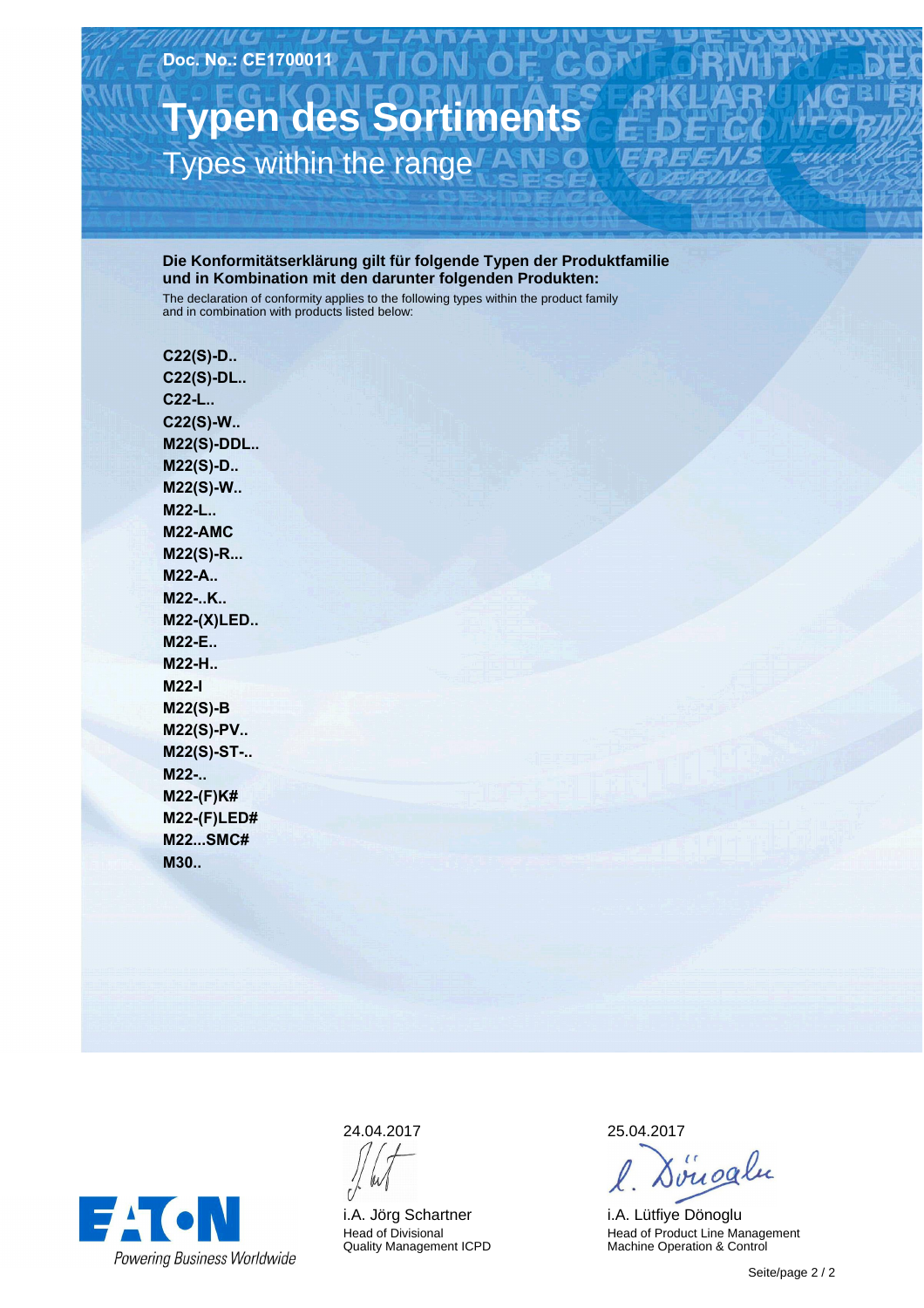Doc. No.: CE1700011

# Typen des Sortiments

## Types within the range

**Die Konformitätserklärung gilt für folgende Typen der Produktfamilie und in Kombination mit den darunter folgenden Produkten:**

The declaration of conformity applies to the following types within the product family and in combination with products listed below:

**C22(S)-D..**
**C22(S)-DL..**
**C22-L..**
**C22(S)-W..**
**M22(S)-DDL..**
**M22(S)-D..**
**M22(S)-W..**
**M22-L..**
**M22-AMC**
**M22(S)-R...**
**M22-A..**
**M22-..K..**
**M22-(X)LED..**
**M22-E..**
**M22-H..**
**M22-I**
**M22(S)-B**
**M22(S)-PV..**
**M22(S)-ST-..**
**M22-..**
**M22-(F)K#**
**M22-(F)LED#**
**M22...SMC#**
**M30..**

EATON
Powering Business Worldwide

24.04.2017

i.A. Jörg Schartner
Head of Divisional
Quality Management ICPD

25.04.2017

i.A. Lütfiye Dönoglu
Head of Product Line Management
Machine Operation & Control